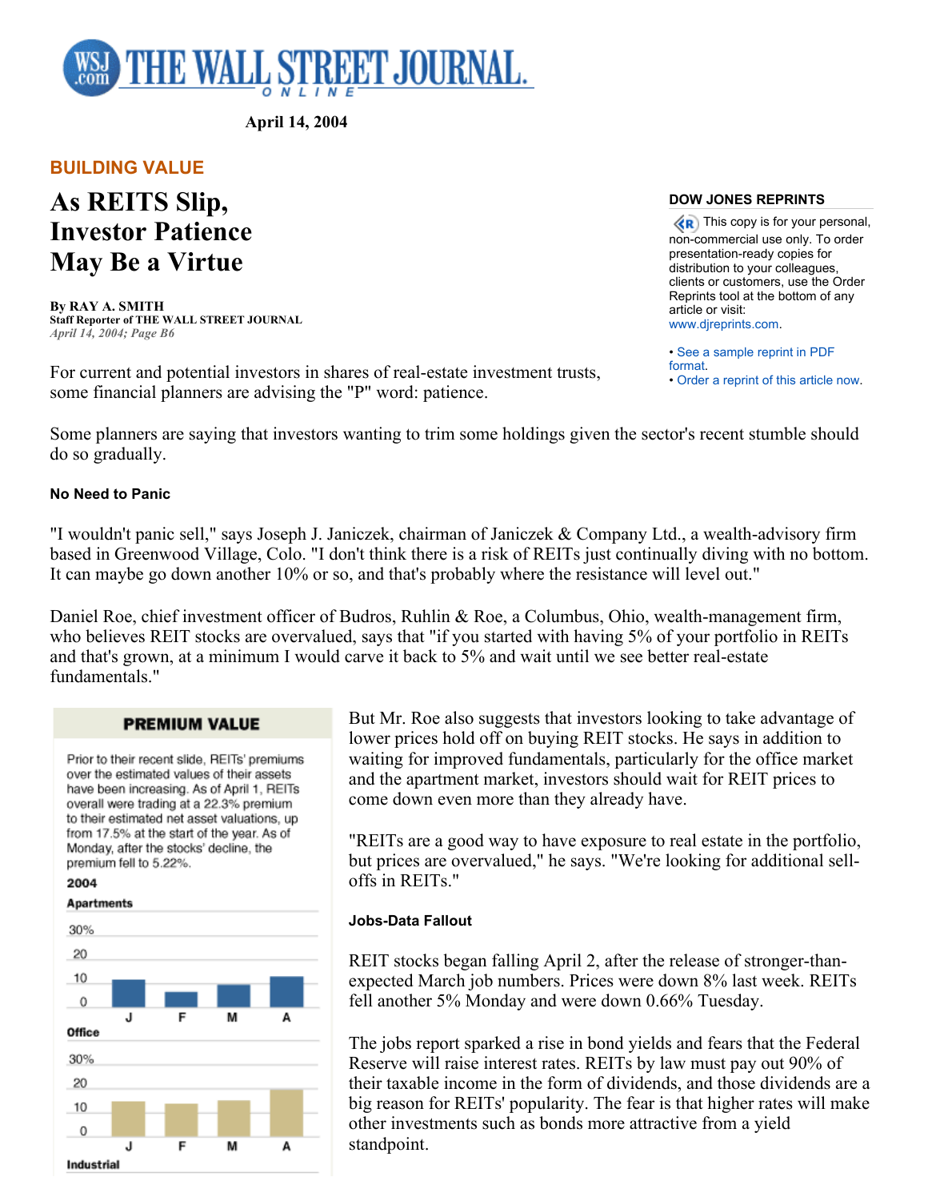April 14, 2004

**BUILDING VALUE**

# As REITS Slip, Investor Patience May Be a Virtue

**By RAY A. SMITH**
**Staff Reporter of THE WALL STREET JOURNAL**
*April 14, 2004; Page B6*

**DOW JONES REPRINTS**

This copy is for your personal, non-commercial use only. To order presentation-ready copies for distribution to your colleagues, clients or customers, use the Order Reprints tool at the bottom of any article or visit: www.djreprints.com.

- See a sample reprint in PDF format.
- Order a reprint of this article now.

For current and potential investors in shares of real-estate investment trusts, some financial planners are advising the "P" word: patience.

Some planners are saying that investors wanting to trim some holdings given the sector's recent stumble should do so gradually.

#### No Need to Panic

"I wouldn't panic sell," says Joseph J. Janiczek, chairman of Janiczek & Company Ltd., a wealth-advisory firm based in Greenwood Village, Colo. "I don't think there is a risk of REITs just continually diving with no bottom. It can maybe go down another 10% or so, and that's probably where the resistance will level out."

Daniel Roe, chief investment officer of Budros, Ruhlin & Roe, a Columbus, Ohio, wealth-management firm, who believes REIT stocks are overvalued, says that "if you started with having 5% of your portfolio in REITs and that's grown, at a minimum I would carve it back to 5% and wait until we see better real-estate fundamentals."

**PREMIUM VALUE**

Prior to their recent slide, REITs' premiums over the estimated values of their assets have been increasing. As of April 1, REITs overall were trading at a 22.3% premium to their estimated net asset valuations, up from 17.5% at the start of the year. As of Monday, after the stocks' decline, the premium fell to 5.22%.

**2004**

**Apartments**

**Office**

**Industrial**

But Mr. Roe also suggests that investors looking to take advantage of lower prices hold off on buying REIT stocks. He says in addition to waiting for improved fundamentals, particularly for the office market and the apartment market, investors should wait for REIT prices to come down even more than they already have.

"REITs are a good way to have exposure to real estate in the portfolio, but prices are overvalued," he says. "We're looking for additional sell-offs in REITs."

#### Jobs-Data Fallout

REIT stocks began falling April 2, after the release of stronger-than-expected March job numbers. Prices were down 8% last week. REITs fell another 5% Monday and were down 0.66% Tuesday.

The jobs report sparked a rise in bond yields and fears that the Federal Reserve will raise interest rates. REITs by law must pay out 90% of their taxable income in the form of dividends, and those dividends are a big reason for REITs' popularity. The fear is that higher rates will make other investments such as bonds more attractive from a yield standpoint.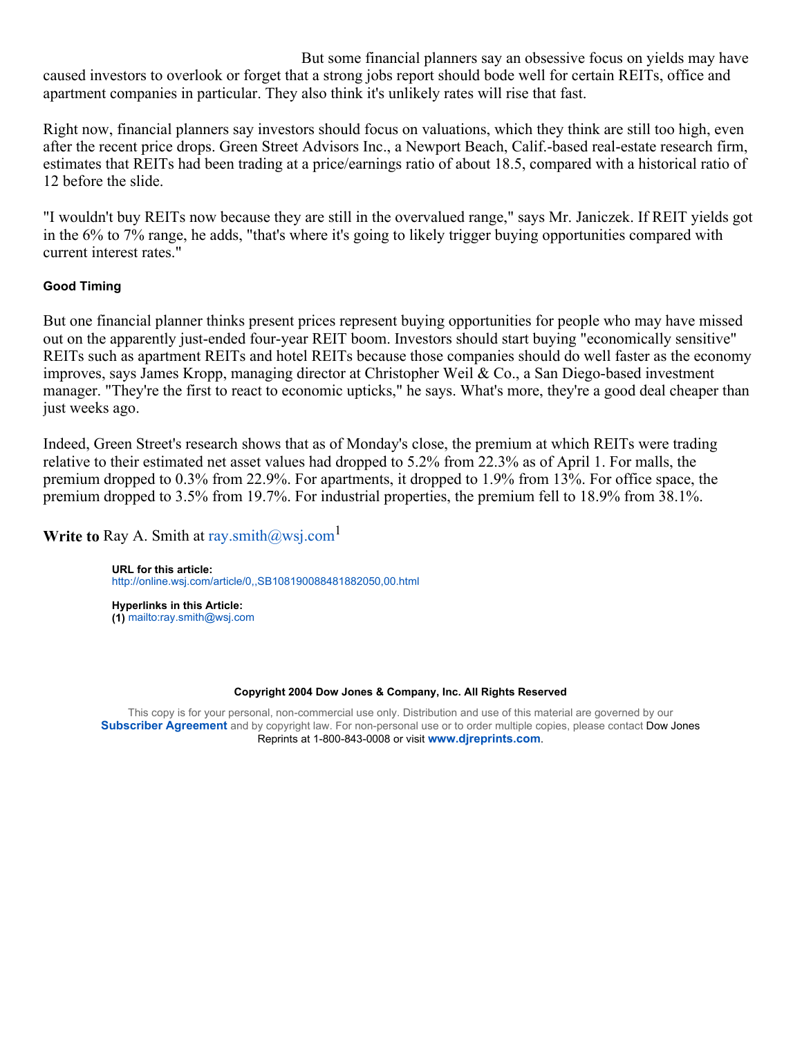But some financial planners say an obsessive focus on yields may have caused investors to overlook or forget that a strong jobs report should bode well for certain REITs, office and apartment companies in particular. They also think it's unlikely rates will rise that fast.

Right now, financial planners say investors should focus on valuations, which they think are still too high, even after the recent price drops. Green Street Advisors Inc., a Newport Beach, Calif.-based real-estate research firm, estimates that REITs had been trading at a price/earnings ratio of about 18.5, compared with a historical ratio of 12 before the slide.

"I wouldn't buy REITs now because they are still in the overvalued range," says Mr. Janiczek. If REIT yields got in the 6% to 7% range, he adds, "that's where it's going to likely trigger buying opportunities compared with current interest rates."

### Good Timing

But one financial planner thinks present prices represent buying opportunities for people who may have missed out on the apparently just-ended four-year REIT boom. Investors should start buying "economically sensitive" REITs such as apartment REITs and hotel REITs because those companies should do well faster as the economy improves, says James Kropp, managing director at Christopher Weil & Co., a San Diego-based investment manager. "They're the first to react to economic upticks," he says. What's more, they're a good deal cheaper than just weeks ago.

Indeed, Green Street's research shows that as of Monday's close, the premium at which REITs were trading relative to their estimated net asset values had dropped to 5.2% from 22.3% as of April 1. For malls, the premium dropped to 0.3% from 22.9%. For apartments, it dropped to 1.9% from 13%. For office space, the premium dropped to 3.5% from 19.7%. For industrial properties, the premium fell to 18.9% from 38.1%.

**Write to** Ray A. Smith at ray.smith@wsj.com[1]

**URL for this article:**
http://online.wsj.com/article/0,,SB108190088481882050,00.html

**Hyperlinks in this Article:**
**(1)** mailto:ray.smith@wsj.com

**Copyright 2004 Dow Jones & Company, Inc. All Rights Reserved**

This copy is for your personal, non-commercial use only. Distribution and use of this material are governed by our **Subscriber Agreement** and by copyright law. For non-personal use or to order multiple copies, please contact Dow Jones Reprints at 1-800-843-0008 or visit **www.djreprints.com**.